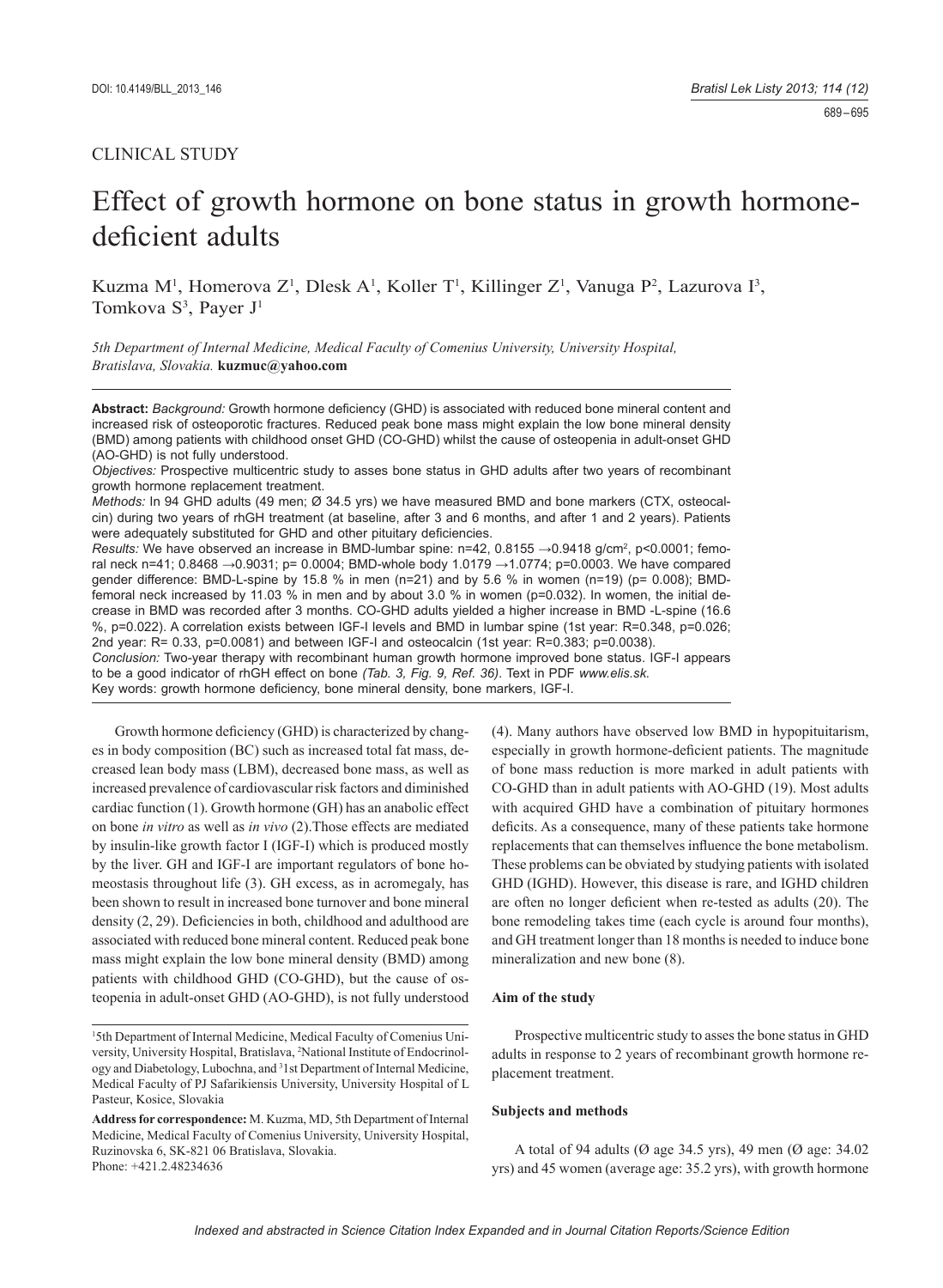CLINICAL STUDY

# Effect of growth hormone on bone status in growth hormone-deficient adults

Kuzma M[1], Homerova Z[1], Dlesk A[1], Koller T[1], Killinger Z[1], Vanuga P[2], Lazurova I[3], Tomkova S[3], Payer J[1]

*5th Department of Internal Medicine, Medical Faculty of Comenius University, University Hospital, Bratislava, Slovakia.* **kuzmuc@yahoo.com**

**Abstract:** *Background:* Growth hormone deficiency (GHD) is associated with reduced bone mineral content and increased risk of osteoporotic fractures. Reduced peak bone mass might explain the low bone mineral density (BMD) among patients with childhood onset GHD (CO-GHD) whilst the cause of osteopenia in adult-onset GHD (AO-GHD) is not fully understood.

*Objectives:* Prospective multicentric study to asses bone status in GHD adults after two years of recombinant growth hormone replacement treatment.

*Methods:* In 94 GHD adults (49 men; Ø 34.5 yrs) we have measured BMD and bone markers (CTX, osteocalcin) during two years of rhGH treatment (at baseline, after 3 and 6 months, and after 1 and 2 years). Patients were adequately substituted for GHD and other pituitary deficiencies.

*Results:* We have observed an increase in BMD-lumbar spine: n=42, 0.8155 →0.9418 g/cm$^2$, $p<0.0001$; femoral neck n=41; 0.8468 →0.9031; $p= 0.0004$; BMD-whole body 1.0179 →1.0774; $p=0.0003$. We have compared gender difference: BMD-L-spine by 15.8 % in men (n=21) and by 5.6 % in women (n=19) ($p= 0.008$); BMD-femoral neck increased by 11.03 % in men and by about 3.0 % in women ($p=0.032$). In women, the initial decrease in BMD was recorded after 3 months. CO-GHD adults yielded a higher increase in BMD -L-spine (16.6 %, $p=0.022$). A correlation exists between IGF-I levels and BMD in lumbar spine (1st year: $R=0.348$, $p=0.026$; 2nd year: $R= 0.33$, $p=0.0081$) and between IGF-I and osteocalcin (1st year: $R=0.383$; $p=0.0038$).

*Conclusion:* Two-year therapy with recombinant human growth hormone improved bone status. IGF-I appears to be a good indicator of rhGH effect on bone *(Tab. 3, Fig. 9, Ref. 36)*. Text in PDF *www.elis.sk.*

Key words: growth hormone deficiency, bone mineral density, bone markers, IGF-I.

Growth hormone deficiency (GHD) is characterized by changes in body composition (BC) such as increased total fat mass, decreased lean body mass (LBM), decreased bone mass, as well as increased prevalence of cardiovascular risk factors and diminished cardiac function (1). Growth hormone (GH) has an anabolic effect on bone *in vitro* as well as *in vivo* (2).Those effects are mediated by insulin-like growth factor I (IGF-I) which is produced mostly by the liver. GH and IGF-I are important regulators of bone homeostasis throughout life (3). GH excess, as in acromegaly, has been shown to result in increased bone turnover and bone mineral density (2, 29). Deficiencies in both, childhood and adulthood are associated with reduced bone mineral content. Reduced peak bone mass might explain the low bone mineral density (BMD) among patients with childhood GHD (CO-GHD), but the cause of osteopenia in adult-onset GHD (AO-GHD), is not fully understood (4). Many authors have observed low BMD in hypopituitarism, especially in growth hormone-deficient patients. The magnitude of bone mass reduction is more marked in adult patients with CO-GHD than in adult patients with AO-GHD (19). Most adults with acquired GHD have a combination of pituitary hormones deficits. As a consequence, many of these patients take hormone replacements that can themselves influence the bone metabolism. These problems can be obviated by studying patients with isolated GHD (IGHD). However, this disease is rare, and IGHD children are often no longer deficient when re-tested as adults (20). The bone remodeling takes time (each cycle is around four months), and GH treatment longer than 18 months is needed to induce bone mineralization and new bone (8).

## Aim of the study

Prospective multicentric study to asses the bone status in GHD adults in response to 2 years of recombinant growth hormone replacement treatment.

## Subjects and methods

A total of 94 adults (Ø age 34.5 yrs), 49 men (Ø age: 34.02 yrs) and 45 women (average age: 35.2 yrs), with growth hormone

---

[1]5th Department of Internal Medicine, Medical Faculty of Comenius University, University Hospital, Bratislava, [2]National Institute of Endocrinology and Diabetology, Lubochna, and [3]1st Department of Internal Medicine, Medical Faculty of PJ Safarikiensis University, University Hospital of L Pasteur, Kosice, Slovakia

**Address for correspondence:** M. Kuzma, MD, 5th Department of Internal Medicine, Medical Faculty of Comenius University, University Hospital, Ruzinovska 6, SK-821 06 Bratislava, Slovakia.
Phone: +421.2.48234636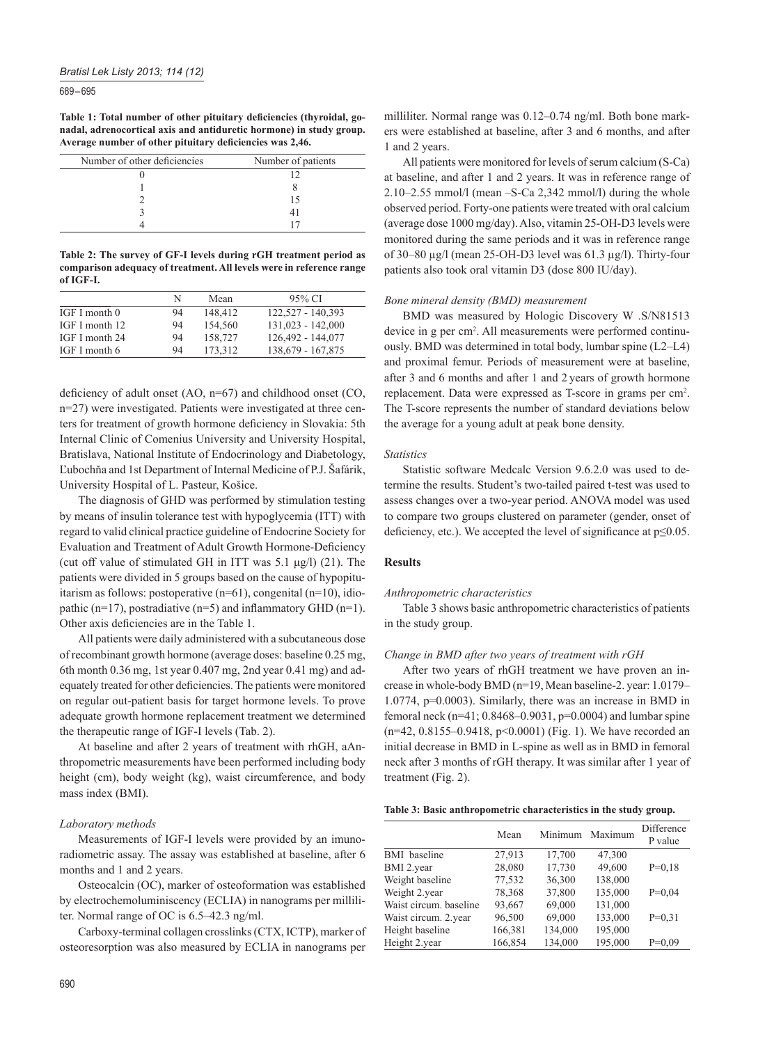**Table 1: Total number of other pituitary deficiencies (thyroidal, gonadal, adrenocortical axis and antiduretic hormone) in study group. Average number of other pituitary deficiencies was 2,46.**

| Number of other deficiencies | Number of patients |
|---|---|
| 0 | 12 |
| 1 | 8 |
| 2 | 15 |
| 3 | 41 |
| 4 | 17 |

**Table 2: The survey of GF-I levels during rGH treatment period as comparison adequacy of treatment. All levels were in reference range of IGF-I.**

| | N | Mean | 95% CI |
|---|---|---|---|
| IGF I month 0 | 94 | 148,412 | 122,527 - 140,393 |
| IGF I month 12 | 94 | 154,560 | 131,023 - 142,000 |
| IGF I month 24 | 94 | 158,727 | 126,492 - 144,077 |
| IGF I month 6 | 94 | 173,312 | 138,679 - 167,875 |

deficiency of adult onset (AO, n=67) and childhood onset (CO, n=27) were investigated. Patients were investigated at three centers for treatment of growth hormone deficiency in Slovakia: 5th Internal Clinic of Comenius University and University Hospital, Bratislava, National Institute of Endocrinology and Diabetology, Ľubochňa and 1st Department of Internal Medicine of P.J. Šafárik, University Hospital of L. Pasteur, Košice.

The diagnosis of GHD was performed by stimulation testing by means of insulin tolerance test with hypoglycemia (ITT) with regard to valid clinical practice guideline of Endocrine Society for Evaluation and Treatment of Adult Growth Hormone-Deficiency (cut off value of stimulated GH in ITT was 5.1 µg/l) (21). The patients were divided in 5 groups based on the cause of hypopituitarism as follows: postoperative (n=61), congenital (n=10), idiopathic (n=17), postradiative (n=5) and inflammatory GHD (n=1). Other axis deficiencies are in the Table 1.

All patients were daily administered with a subcutaneous dose of recombinant growth hormone (average doses: baseline 0.25 mg, 6th month 0.36 mg, 1st year 0.407 mg, 2nd year 0.41 mg) and adequately treated for other deficiencies. The patients were monitored on regular out-patient basis for target hormone levels. To prove adequate growth hormone replacement treatment we determined the therapeutic range of IGF-I levels (Tab. 2).

At baseline and after 2 years of treatment with rhGH, aAnthropometric measurements have been performed including body height (cm), body weight (kg), waist circumference, and body mass index (BMI).

### *Laboratory methods*

Measurements of IGF-I levels were provided by an imunoradiometric assay. The assay was established at baseline, after 6 months and 1 and 2 years.

Osteocalcin (OC), marker of osteoformation was established by electrochemoluminiscency (ECLIA) in nanograms per milliliter. Normal range of OC is 6.5–42.3 ng/ml.

Carboxy-terminal collagen crosslinks (CTX, ICTP), marker of osteoresorption was also measured by ECLIA in nanograms per milliliter. Normal range was 0.12–0.74 ng/ml. Both bone markers were established at baseline, after 3 and 6 months, and after 1 and 2 years.

All patients were monitored for levels of serum calcium (S-Ca) at baseline, and after 1 and 2 years. It was in reference range of 2.10–2.55 mmol/l (mean –S-Ca 2,342 mmol/l) during the whole observed period. Forty-one patients were treated with oral calcium (average dose 1000 mg/day). Also, vitamin 25-OH-D3 levels were monitored during the same periods and it was in reference range of 30–80 µg/l (mean 25-OH-D3 level was 61.3 µg/l). Thirty-four patients also took oral vitamin D3 (dose 800 IU/day).

### *Bone mineral density (BMD) measurement*

BMD was measured by Hologic Discovery W .S/N81513 device in g per cm$^2$. All measurements were performed continuously. BMD was determined in total body, lumbar spine (L2–L4) and proximal femur. Periods of measurement were at baseline, after 3 and 6 months and after 1 and 2 years of growth hormone replacement. Data were expressed as T-score in grams per cm$^2$. The T-score represents the number of standard deviations below the average for a young adult at peak bone density.

### *Statistics*

Statistic software Medcalc Version 9.6.2.0 was used to determine the results. Student's two-tailed paired t-test was used to assess changes over a two-year period. ANOVA model was used to compare two groups clustered on parameter (gender, onset of deficiency, etc.). We accepted the level of significance at $p \leq 0.05$.

## Results

### *Anthropometric characteristics*

Table 3 shows basic anthropometric characteristics of patients in the study group.

### *Change in BMD after two years of treatment with rGH*

After two years of rhGH treatment we have proven an increase in whole-body BMD (n=19, Mean baseline-2. year: 1.0179–1.0774, p=0.0003). Similarly, there was an increase in BMD in femoral neck (n=41; 0.8468–0.9031, p=0.0004) and lumbar spine (n=42, 0.8155–0.9418, p<0.0001) (Fig. 1). We have recorded an initial decrease in BMD in L-spine as well as in BMD in femoral neck after 3 months of rGH therapy. It was similar after 1 year of treatment (Fig. 2).

**Table 3: Basic anthropometric characteristics in the study group.**

| | Mean | Minimum | Maximum | Difference P value |
|---|---|---|---|---|
| BMI baseline | 27,913 | 17,700 | 47,300 | |
| BMI 2.year | 28,080 | 17,730 | 49,600 | P=0,18 |
| Weight baseline | 77,532 | 36,300 | 138,000 | |
| Weight 2.year | 78,368 | 37,800 | 135,000 | P=0,04 |
| Waist circum. baseline | 93,667 | 69,000 | 131,000 | |
| Waist circum. 2.year | 96,500 | 69,000 | 133,000 | P=0,31 |
| Height baseline | 166,381 | 134,000 | 195,000 | |
| Height 2.year | 166,854 | 134,000 | 195,000 | P=0,09 |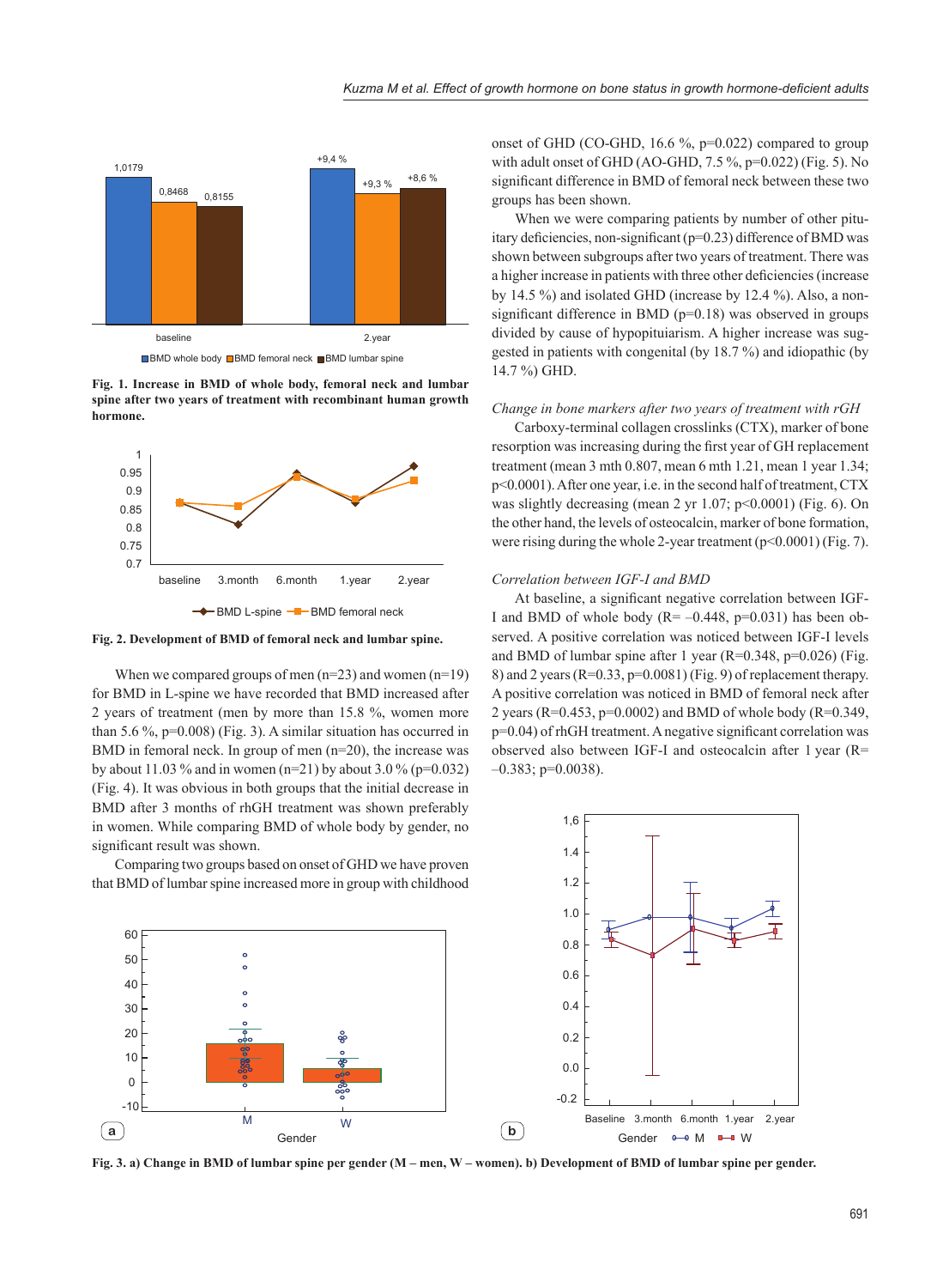Fig. 1. Increase in BMD of whole body, femoral neck and lumbar spine after two years of treatment with recombinant human growth hormone.

Fig. 2. Development of BMD of femoral neck and lumbar spine.

When we compared groups of men (n=23) and women (n=19) for BMD in L-spine we have recorded that BMD increased after 2 years of treatment (men by more than 15.8 %, women more than 5.6 %, p=0.008) (Fig. 3). A similar situation has occurred in BMD in femoral neck. In group of men (n=20), the increase was by about 11.03 % and in women (n=21) by about 3.0 % (p=0.032) (Fig. 4). It was obvious in both groups that the initial decrease in BMD after 3 months of rhGH treatment was shown preferably in women. While comparing BMD of whole body by gender, no significant result was shown.

Comparing two groups based on onset of GHD we have proven that BMD of lumbar spine increased more in group with childhood onset of GHD (CO-GHD, 16.6 %, p=0.022) compared to group with adult onset of GHD (AO-GHD, 7.5 %, p=0.022) (Fig. 5). No significant difference in BMD of femoral neck between these two groups has been shown.

When we were comparing patients by number of other pituitary deficiencies, non-significant (p=0.23) difference of BMD was shown between subgroups after two years of treatment. There was a higher increase in patients with three other deficiencies (increase by 14.5 %) and isolated GHD (increase by 12.4 %). Also, a non-significant difference in BMD (p=0.18) was observed in groups divided by cause of hypopituiarism. A higher increase was suggested in patients with congenital (by 18.7 %) and idiopathic (by 14.7 %) GHD.

*Change in bone markers after two years of treatment with rGH*

Carboxy-terminal collagen crosslinks (CTX), marker of bone resorption was increasing during the first year of GH replacement treatment (mean 3 mth 0.807, mean 6 mth 1.21, mean 1 year 1.34; p<0.0001). After one year, i.e. in the second half of treatment, CTX was slightly decreasing (mean 2 yr 1.07; p<0.0001) (Fig. 6). On the other hand, the levels of osteocalcin, marker of bone formation, were rising during the whole 2-year treatment (p<0.0001) (Fig. 7).

*Correlation between IGF-I and BMD*

At baseline, a significant negative correlation between IGF-I and BMD of whole body (R= –0.448, p=0.031) has been observed. A positive correlation was noticed between IGF-I levels and BMD of lumbar spine after 1 year (R=0.348, p=0.026) (Fig. 8) and 2 years (R=0.33, p=0.0081) (Fig. 9) of replacement therapy. A positive correlation was noticed in BMD of femoral neck after 2 years (R=0.453, p=0.0002) and BMD of whole body (R=0.349, p=0.04) of rhGH treatment. A negative significant correlation was observed also between IGF-I and osteocalcin after 1 year (R= –0.383; p=0.0038).

Fig. 3. a) Change in BMD of lumbar spine per gender (M – men, W – women). b) Development of BMD of lumbar spine per gender.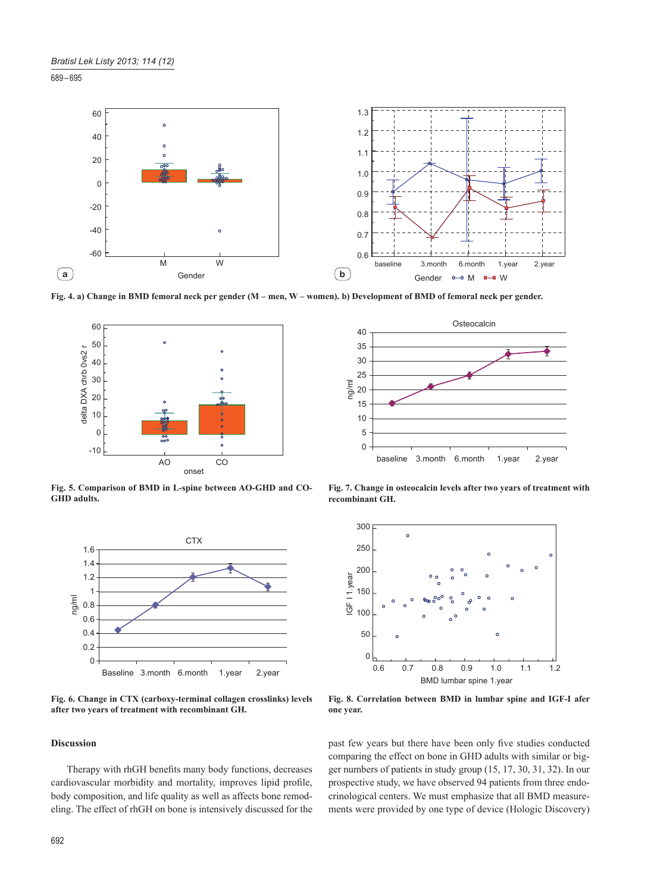Fig. 4. a) Change in BMD femoral neck per gender (M – men, W – women). b) Development of BMD of femoral neck per gender.

Fig. 5. Comparison of BMD in L-spine between AO-GHD and CO-GHD adults.

Fig. 7. Change in osteocalcin levels after two years of treatment with recombinant GH.

Fig. 6. Change in CTX (carboxy-terminal collagen crosslinks) levels after two years of treatment with recombinant GH.

Fig. 8. Correlation between BMD in lumbar spine and IGF-I afer one year.

### Discussion

Therapy with rhGH benefits many body functions, decreases cardiovascular morbidity and mortality, improves lipid profile, body composition, and life quality as well as affects bone remodeling. The effect of rhGH on bone is intensively discussed for the past few years but there have been only five studies conducted comparing the effect on bone in GHD adults with similar or bigger numbers of patients in study group (15, 17, 30, 31, 32). In our prospective study, we have observed 94 patients from three endocrinological centers. We must emphasize that all BMD measurements were provided by one type of device (Hologic Discovery)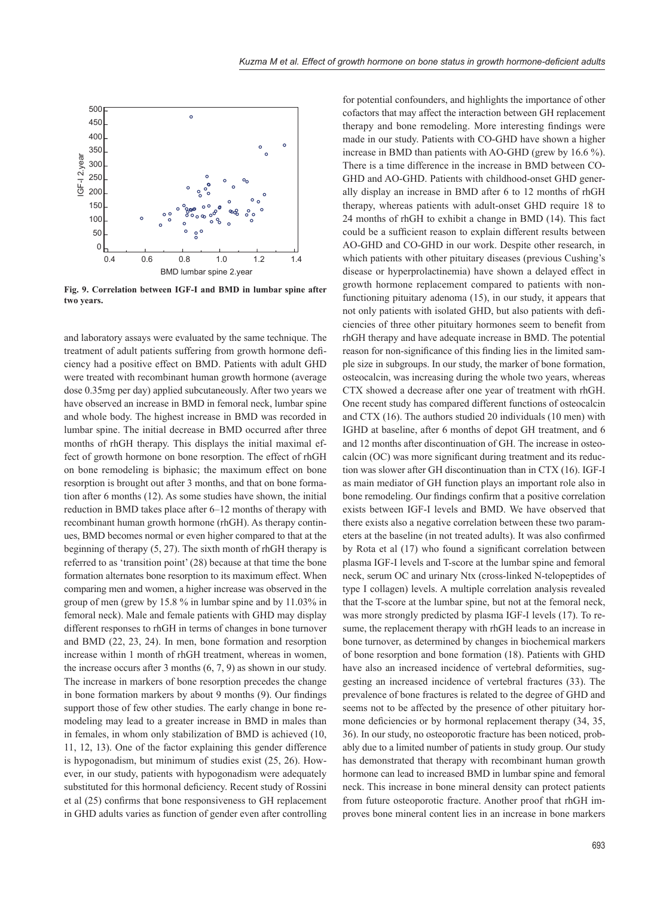Fig. 9. Correlation between IGF-I and BMD in lumbar spine after two years.

and laboratory assays were evaluated by the same technique. The treatment of adult patients suffering from growth hormone deficiency had a positive effect on BMD. Patients with adult GHD were treated with recombinant human growth hormone (average dose 0.35mg per day) applied subcutaneously. After two years we have observed an increase in BMD in femoral neck, lumbar spine and whole body. The highest increase in BMD was recorded in lumbar spine. The initial decrease in BMD occurred after three months of rhGH therapy. This displays the initial maximal effect of growth hormone on bone resorption. The effect of rhGH on bone remodeling is biphasic; the maximum effect on bone resorption is brought out after 3 months, and that on bone formation after 6 months (12). As some studies have shown, the initial reduction in BMD takes place after 6–12 months of therapy with recombinant human growth hormone (rhGH). As therapy continues, BMD becomes normal or even higher compared to that at the beginning of therapy (5, 27). The sixth month of rhGH therapy is referred to as 'transition point' (28) because at that time the bone formation alternates bone resorption to its maximum effect. When comparing men and women, a higher increase was observed in the group of men (grew by 15.8 % in lumbar spine and by 11.03% in femoral neck). Male and female patients with GHD may display different responses to rhGH in terms of changes in bone turnover and BMD (22, 23, 24). In men, bone formation and resorption increase within 1 month of rhGH treatment, whereas in women, the increase occurs after 3 months (6, 7, 9) as shown in our study. The increase in markers of bone resorption precedes the change in bone formation markers by about 9 months (9). Our findings support those of few other studies. The early change in bone remodeling may lead to a greater increase in BMD in males than in females, in whom only stabilization of BMD is achieved (10, 11, 12, 13). One of the factor explaining this gender difference is hypogonadism, but minimum of studies exist (25, 26). However, in our study, patients with hypogonadism were adequately substituted for this hormonal deficiency. Recent study of Rossini et al (25) confirms that bone responsiveness to GH replacement in GHD adults varies as function of gender even after controlling for potential confounders, and highlights the importance of other cofactors that may affect the interaction between GH replacement therapy and bone remodeling. More interesting findings were made in our study. Patients with CO-GHD have shown a higher increase in BMD than patients with AO-GHD (grew by 16.6 %). There is a time difference in the increase in BMD between CO-GHD and AO-GHD. Patients with childhood-onset GHD generally display an increase in BMD after 6 to 12 months of rhGH therapy, whereas patients with adult-onset GHD require 18 to 24 months of rhGH to exhibit a change in BMD (14). This fact could be a sufficient reason to explain different results between AO-GHD and CO-GHD in our work. Despite other research, in which patients with other pituitary diseases (previous Cushing's disease or hyperprolactinemia) have shown a delayed effect in growth hormone replacement compared to patients with non-functioning pituitary adenoma (15), in our study, it appears that not only patients with isolated GHD, but also patients with deficiencies of three other pituitary hormones seem to benefit from rhGH therapy and have adequate increase in BMD. The potential reason for non-significance of this finding lies in the limited sample size in subgroups. In our study, the marker of bone formation, osteocalcin, was increasing during the whole two years, whereas CTX showed a decrease after one year of treatment with rhGH. One recent study has compared different functions of osteocalcin and CTX (16). The authors studied 20 individuals (10 men) with IGHD at baseline, after 6 months of depot GH treatment, and 6 and 12 months after discontinuation of GH. The increase in osteocalcin (OC) was more significant during treatment and its reduction was slower after GH discontinuation than in CTX (16). IGF-I as main mediator of GH function plays an important role also in bone remodeling. Our findings confirm that a positive correlation exists between IGF-I levels and BMD. We have observed that there exists also a negative correlation between these two parameters at the baseline (in not treated adults). It was also confirmed by Rota et al (17) who found a significant correlation between plasma IGF-I levels and T-score at the lumbar spine and femoral neck, serum OC and urinary Ntx (cross-linked N-telopeptides of type I collagen) levels. A multiple correlation analysis revealed that the T-score at the lumbar spine, but not at the femoral neck, was more strongly predicted by plasma IGF-I levels (17). To resume, the replacement therapy with rhGH leads to an increase in bone turnover, as determined by changes in biochemical markers of bone resorption and bone formation (18). Patients with GHD have also an increased incidence of vertebral deformities, suggesting an increased incidence of vertebral fractures (33). The prevalence of bone fractures is related to the degree of GHD and seems not to be affected by the presence of other pituitary hormone deficiencies or by hormonal replacement therapy (34, 35, 36). In our study, no osteoporotic fracture has been noticed, probably due to a limited number of patients in study group. Our study has demonstrated that therapy with recombinant human growth hormone can lead to increased BMD in lumbar spine and femoral neck. This increase in bone mineral density can protect patients from future osteoporotic fracture. Another proof that rhGH improves bone mineral content lies in an increase in bone markers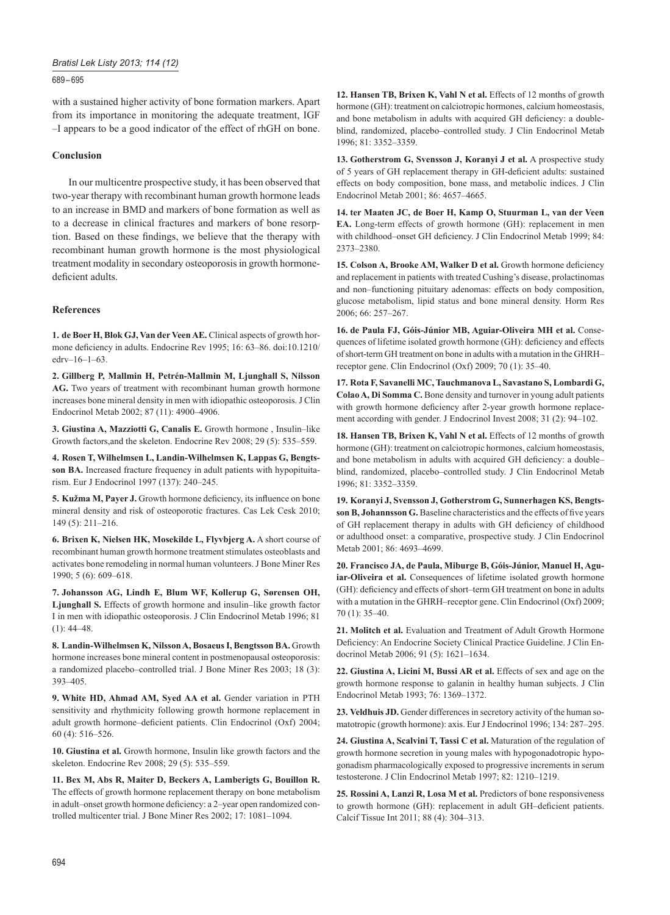with a sustained higher activity of bone formation markers. Apart from its importance in monitoring the adequate treatment, IGF –I appears to be a good indicator of the effect of rhGH on bone.

## Conclusion

In our multicentre prospective study, it has been observed that two-year therapy with recombinant human growth hormone leads to an increase in BMD and markers of bone formation as well as to a decrease in clinical fractures and markers of bone resorption. Based on these findings, we believe that the therapy with recombinant human growth hormone is the most physiological treatment modality in secondary osteoporosis in growth hormone-deficient adults.

## References

**1. de Boer H, Blok GJ, Van der Veen AE.** Clinical aspects of growth hormone deficiency in adults. Endocrine Rev 1995; 16: 63–86. doi:10.1210/edrv–16–1–63.

**2. Gillberg P, Mallmin H, Petrén-Mallmin M, Ljunghall S, Nilsson AG.** Two years of treatment with recombinant human growth hormone increases bone mineral density in men with idiopathic osteoporosis. J Clin Endocrinol Metab 2002; 87 (11): 4900–4906.

**3. Giustina A, Mazziotti G, Canalis E.** Growth hormone , Insulin–like Growth factors,and the skeleton. Endocrine Rev 2008; 29 (5): 535–559.

**4. Rosen T, Wilhelmsen L, Landin-Wilhelmsen K, Lappas G, Bengtsson BA.** Increased fracture frequency in adult patients with hypopituitarism. Eur J Endocrinol 1997 (137): 240–245.

**5. Kužma M, Payer J.** Growth hormone deficiency, its influence on bone mineral density and risk of osteoporotic fractures. Cas Lek Cesk 2010; 149 (5): 211–216.

**6. Brixen K, Nielsen HK, Mosekilde L, Flyvbjerg A.** A short course of recombinant human growth hormone treatment stimulates osteoblasts and activates bone remodeling in normal human volunteers. J Bone Miner Res 1990; 5 (6): 609–618.

**7. Johansson AG, Lindh E, Blum WF, Kollerup G, Sørensen OH, Ljunghall S.** Effects of growth hormone and insulin–like growth factor I in men with idiopathic osteoporosis. J Clin Endocrinol Metab 1996; 81 (1): 44–48.

**8. Landin-Wilhelmsen K, Nilsson A, Bosaeus I, Bengtsson BA.** Growth hormone increases bone mineral content in postmenopausal osteoporosis: a randomized placebo–controlled trial. J Bone Miner Res 2003; 18 (3): 393–405.

**9. White HD, Ahmad AM, Syed AA et al.** Gender variation in PTH sensitivity and rhythmicity following growth hormone replacement in adult growth hormone–deficient patients. Clin Endocrinol (Oxf) 2004; 60 (4): 516–526.

**10. Giustina et al.** Growth hormone, Insulin like growth factors and the skeleton. Endocrine Rev 2008; 29 (5): 535–559.

**11. Bex M, Abs R, Maiter D, Beckers A, Lamberigts G, Bouillon R.** The effects of growth hormone replacement therapy on bone metabolism in adult–onset growth hormone deficiency: a 2–year open randomized controlled multicenter trial. J Bone Miner Res 2002; 17: 1081–1094.

**12. Hansen TB, Brixen K, Vahl N et al.** Effects of 12 months of growth hormone (GH): treatment on calciotropic hormones, calcium homeostasis, and bone metabolism in adults with acquired GH deficiency: a double-blind, randomized, placebo–controlled study. J Clin Endocrinol Metab 1996; 81: 3352–3359.

**13. Gotherstrom G, Svensson J, Koranyi J et al.** A prospective study of 5 years of GH replacement therapy in GH-deficient adults: sustained effects on body composition, bone mass, and metabolic indices. J Clin Endocrinol Metab 2001; 86: 4657–4665.

**14. ter Maaten JC, de Boer H, Kamp O, Stuurman L, van der Veen EA.** Long-term effects of growth hormone (GH): replacement in men with childhood–onset GH deficiency. J Clin Endocrinol Metab 1999; 84: 2373–2380.

**15. Colson A, Brooke AM, Walker D et al.** Growth hormone deficiency and replacement in patients with treated Cushing's disease, prolactinomas and non–functioning pituitary adenomas: effects on body composition, glucose metabolism, lipid status and bone mineral density. Horm Res 2006; 66: 257–267.

**16. de Paula FJ, Góis-Júnior MB, Aguiar-Oliveira MH et al.** Consequences of lifetime isolated growth hormone (GH): deficiency and effects of short-term GH treatment on bone in adults with a mutation in the GHRH–receptor gene. Clin Endocrinol (Oxf) 2009; 70 (1): 35–40.

**17. Rota F, Savanelli MC, Tauchmanova L, Savastano S, Lombardi G, Colao A, Di Somma C.** Bone density and turnover in young adult patients with growth hormone deficiency after 2-year growth hormone replacement according with gender. J Endocrinol Invest 2008; 31 (2): 94–102.

**18. Hansen TB, Brixen K, Vahl N et al.** Effects of 12 months of growth hormone (GH): treatment on calciotropic hormones, calcium homeostasis, and bone metabolism in adults with acquired GH deficiency: a double–blind, randomized, placebo–controlled study. J Clin Endocrinol Metab 1996; 81: 3352–3359.

**19. Koranyi J, Svensson J, Gotherstrom G, Sunnerhagen KS, Bengtsson B, Johannsson G.** Baseline characteristics and the effects of five years of GH replacement therapy in adults with GH deficiency of childhood or adulthood onset: a comparative, prospective study. J Clin Endocrinol Metab 2001; 86: 4693–4699.

**20. Francisco JA, de Paula, Miburge B, Góis-Júnior, Manuel H, Aguiar-Oliveira et al.** Consequences of lifetime isolated growth hormone (GH): deficiency and effects of short–term GH treatment on bone in adults with a mutation in the GHRH–receptor gene. Clin Endocrinol (Oxf) 2009; 70 (1): 35–40.

**21. Molitch et al.** Evaluation and Treatment of Adult Growth Hormone Deficiency: An Endocrine Society Clinical Practice Guideline. J Clin Endocrinol Metab 2006; 91 (5): 1621–1634.

**22. Giustina A, Licini M, Bussi AR et al.** Effects of sex and age on the growth hormone response to galanin in healthy human subjects. J Clin Endocrinol Metab 1993; 76: 1369–1372.

**23. Veldhuis JD.** Gender differences in secretory activity of the human somatotropic (growth hormone): axis. Eur J Endocrinol 1996; 134: 287–295.

**24. Giustina A, Scalvini T, Tassi C et al.** Maturation of the regulation of growth hormone secretion in young males with hypogonadotropic hypogonadism pharmacologically exposed to progressive increments in serum testosterone. J Clin Endocrinol Metab 1997; 82: 1210–1219.

**25. Rossini A, Lanzi R, Losa M et al.** Predictors of bone responsiveness to growth hormone (GH): replacement in adult GH–deficient patients. Calcif Tissue Int 2011; 88 (4): 304–313.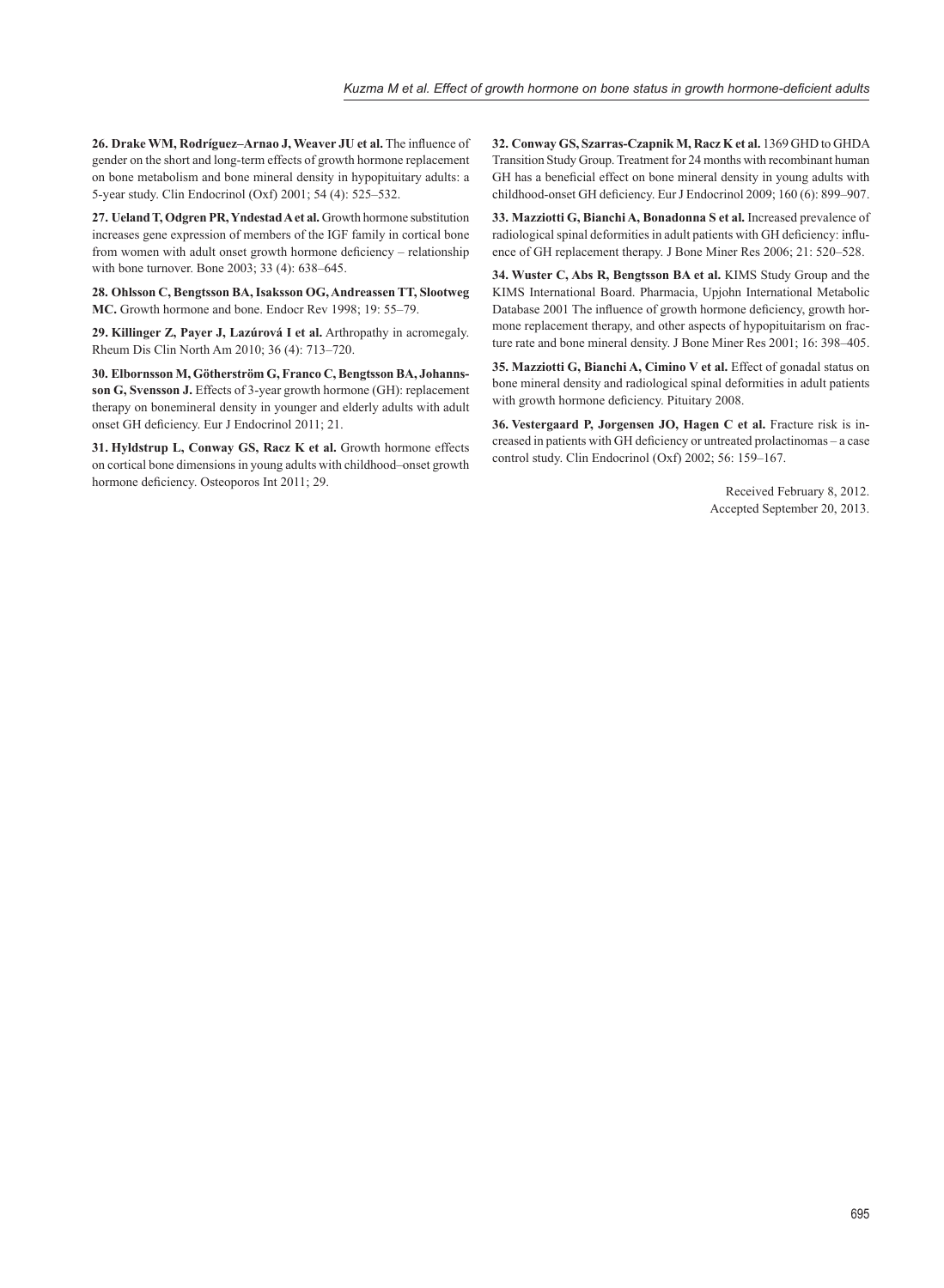**26. Drake WM, Rodríguez–Arnao J, Weaver JU et al.** The influence of gender on the short and long-term effects of growth hormone replacement on bone metabolism and bone mineral density in hypopituitary adults: a 5-year study. Clin Endocrinol (Oxf) 2001; 54 (4): 525–532.

**27. Ueland T, Odgren PR, Yndestad A et al.** Growth hormone substitution increases gene expression of members of the IGF family in cortical bone from women with adult onset growth hormone deficiency – relationship with bone turnover. Bone 2003; 33 (4): 638–645.

**28. Ohlsson C, Bengtsson BA, Isaksson OG, Andreassen TT, Slootweg MC.** Growth hormone and bone. Endocr Rev 1998; 19: 55–79.

**29. Killinger Z, Payer J, Lazúrová I et al.** Arthropathy in acromegaly. Rheum Dis Clin North Am 2010; 36 (4): 713–720.

**30. Elbornsson M, Götherström G, Franco C, Bengtsson BA, Johannsson G, Svensson J.** Effects of 3-year growth hormone (GH): replacement therapy on bonemineral density in younger and elderly adults with adult onset GH deficiency. Eur J Endocrinol 2011; 21.

**31. Hyldstrup L, Conway GS, Racz K et al.** Growth hormone effects on cortical bone dimensions in young adults with childhood–onset growth hormone deficiency. Osteoporos Int 2011; 29.

**32. Conway GS, Szarras-Czapnik M, Racz K et al.** 1369 GHD to GHDA Transition Study Group. Treatment for 24 months with recombinant human GH has a beneficial effect on bone mineral density in young adults with childhood-onset GH deficiency. Eur J Endocrinol 2009; 160 (6): 899–907.

**33. Mazziotti G, Bianchi A, Bonadonna S et al.** Increased prevalence of radiological spinal deformities in adult patients with GH deficiency: influence of GH replacement therapy. J Bone Miner Res 2006; 21: 520–528.

**34. Wuster C, Abs R, Bengtsson BA et al.** KIMS Study Group and the KIMS International Board. Pharmacia, Upjohn International Metabolic Database 2001 The influence of growth hormone deficiency, growth hormone replacement therapy, and other aspects of hypopituitarism on fracture rate and bone mineral density. J Bone Miner Res 2001; 16: 398–405.

**35. Mazziotti G, Bianchi A, Cimino V et al.** Effect of gonadal status on bone mineral density and radiological spinal deformities in adult patients with growth hormone deficiency. Pituitary 2008.

**36. Vestergaard P, Jorgensen JO, Hagen C et al.** Fracture risk is increased in patients with GH deficiency or untreated prolactinomas – a case control study. Clin Endocrinol (Oxf) 2002; 56: 159–167.

Received February 8, 2012.
Accepted September 20, 2013.